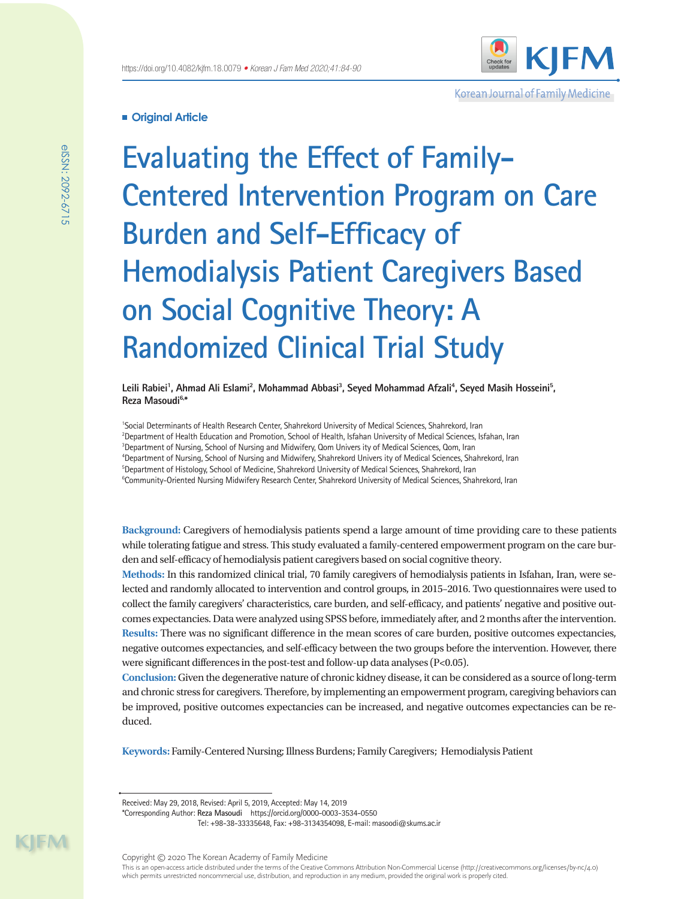Original Article

# Evaluating the Effect of Family-Centered Intervention Program on Care Burden and Self-Efficacy of Hemodialysis Patient Caregivers Based on Social Cognitive Theory: A Randomized Clinical Trial Study

**Leili Rabiei[1], Ahmad Ali Eslami[2], Mohammad Abbasi[3], Seyed Mohammad Afzali[4], Seyed Masih Hosseini[5], Reza Masoudi[6,*]**

[1]Social Determinants of Health Research Center, Shahrekord University of Medical Sciences, Shahrekord, Iran
[2]Department of Health Education and Promotion, School of Health, Isfahan University of Medical Sciences, Isfahan, Iran
[3]Department of Nursing, School of Nursing and Midwifery, Qom Univers ity of Medical Sciences, Qom, Iran
[4]Department of Nursing, School of Nursing and Midwifery, Shahrekord Univers ity of Medical Sciences, Shahrekord, Iran
[5]Department of Histology, School of Medicine, Shahrekord University of Medical Sciences, Shahrekord, Iran
[6]Community-Oriented Nursing Midwifery Research Center, Shahrekord University of Medical Sciences, Shahrekord, Iran

**Background:** Caregivers of hemodialysis patients spend a large amount of time providing care to these patients while tolerating fatigue and stress. This study evaluated a family-centered empowerment program on the care burden and self-efficacy of hemodialysis patient caregivers based on social cognitive theory.

**Methods:** In this randomized clinical trial, 70 family caregivers of hemodialysis patients in Isfahan, Iran, were selected and randomly allocated to intervention and control groups, in 2015–2016. Two questionnaires were used to collect the family caregivers' characteristics, care burden, and self-efficacy, and patients' negative and positive outcomes expectancies. Data were analyzed using SPSS before, immediately after, and 2 months after the intervention.

**Results:** There was no significant difference in the mean scores of care burden, positive outcomes expectancies, negative outcomes expectancies, and self-efficacy between the two groups before the intervention. However, there were significant differences in the post-test and follow-up data analyses ($P<0.05$).

**Conclusion:** Given the degenerative nature of chronic kidney disease, it can be considered as a source of long-term and chronic stress for caregivers. Therefore, by implementing an empowerment program, caregiving behaviors can be improved, positive outcomes expectancies can be increased, and negative outcomes expectancies can be reduced.

**Keywords:** Family-Centered Nursing; Illness Burdens; Family Caregivers; Hemodialysis Patient

Received: May 29, 2018, Revised: April 5, 2019, Accepted: May 14, 2019

*Corresponding Author: **Reza Masoudi** https://orcid.org/0000-0003-3534-0550
Tel: +98-38-33335648, Fax: +98-3134354098, E-mail: masoodi@skums.ac.ir

Copyright © 2020 The Korean Academy of Family Medicine
This is an open-access article distributed under the terms of the Creative Commons Attribution Non-Commercial License (http://creativecommons.org/licenses/by-nc/4.0) which permits unrestricted noncommercial use, distribution, and reproduction in any medium, provided the original work is properly cited.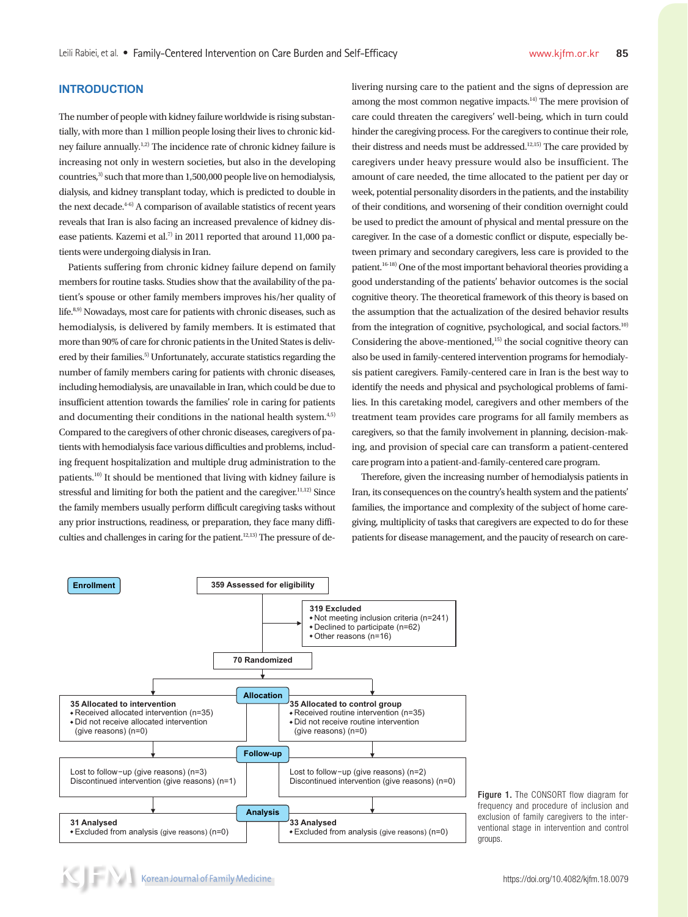## INTRODUCTION

The number of people with kidney failure worldwide is rising substantially, with more than 1 million people losing their lives to chronic kidney failure annually.[1,2] The incidence rate of chronic kidney failure is increasing not only in western societies, but also in the developing countries,[3] such that more than 1,500,000 people live on hemodialysis, dialysis, and kidney transplant today, which is predicted to double in the next decade.[4-6] A comparison of available statistics of recent years reveals that Iran is also facing an increased prevalence of kidney disease patients. Kazemi et al.[7] in 2011 reported that around 11,000 patients were undergoing dialysis in Iran.

Patients suffering from chronic kidney failure depend on family members for routine tasks. Studies show that the availability of the patient's spouse or other family members improves his/her quality of life.[8,9] Nowadays, most care for patients with chronic diseases, such as hemodialysis, is delivered by family members. It is estimated that more than 90% of care for chronic patients in the United States is delivered by their families.[5] Unfortunately, accurate statistics regarding the number of family members caring for patients with chronic diseases, including hemodialysis, are unavailable in Iran, which could be due to insufficient attention towards the families' role in caring for patients and documenting their conditions in the national health system.[4,5] Compared to the caregivers of other chronic diseases, caregivers of patients with hemodialysis face various difficulties and problems, including frequent hospitalization and multiple drug administration to the patients.[10] It should be mentioned that living with kidney failure is stressful and limiting for both the patient and the caregiver.[11,12] Since the family members usually perform difficult caregiving tasks without any prior instructions, readiness, or preparation, they face many difficulties and challenges in caring for the patient.[12,13] The pressure of delivering nursing care to the patient and the signs of depression are among the most common negative impacts.[14] The mere provision of care could threaten the caregivers' well-being, which in turn could hinder the caregiving process. For the caregivers to continue their role, their distress and needs must be addressed.[12,15] The care provided by caregivers under heavy pressure would also be insufficient. The amount of care needed, the time allocated to the patient per day or week, potential personality disorders in the patients, and the instability of their conditions, and worsening of their condition overnight could be used to predict the amount of physical and mental pressure on the caregiver. In the case of a domestic conflict or dispute, especially between primary and secondary caregivers, less care is provided to the patient.[16-18] One of the most important behavioral theories providing a good understanding of the patients' behavior outcomes is the social cognitive theory. The theoretical framework of this theory is based on the assumption that the actualization of the desired behavior results from the integration of cognitive, psychological, and social factors.[10] Considering the above-mentioned,[15] the social cognitive theory can also be used in family-centered intervention programs for hemodialysis patient caregivers. Family-centered care in Iran is the best way to identify the needs and physical and psychological problems of families. In this caretaking model, caregivers and other members of the treatment team provides care programs for all family members as caregivers, so that the family involvement in planning, decision-making, and provision of special care can transform a patient-centered care program into a patient-and-family-centered care program.

Therefore, given the increasing number of hemodialysis patients in Iran, its consequences on the country's health system and the patients' families, the importance and complexity of the subject of home caregiving, multiplicity of tasks that caregivers are expected to do for these patients for disease management, and the paucity of research on care-

**Enrollment**

359 Assessed for eligibility

319 Excluded
- Not meeting inclusion criteria (n=241)
- Declined to participate (n=62)
- Other reasons (n=16)

70 Randomized

**Allocation**

35 Allocated to intervention
- Received allocated intervention (n=35)
- Did not receive allocated intervention (give reasons) (n=0)

35 Allocated to control group
- Received routine intervention (n=35)
- Did not receive routine intervention (give reasons) (n=0)

**Follow-up**

Lost to follow-up (give reasons) (n=3)
Discontinued intervention (give reasons) (n=1)

Lost to follow-up (give reasons) (n=2)
Discontinued intervention (give reasons) (n=0)

**Analysis**

31 Analysed
- Excluded from analysis (give reasons) (n=0)

33 Analysed
- Excluded from analysis (give reasons) (n=0)

**Figure 1.** The CONSORT flow diagram for frequency and procedure of inclusion and exclusion of family caregivers to the interventional stage in intervention and control groups.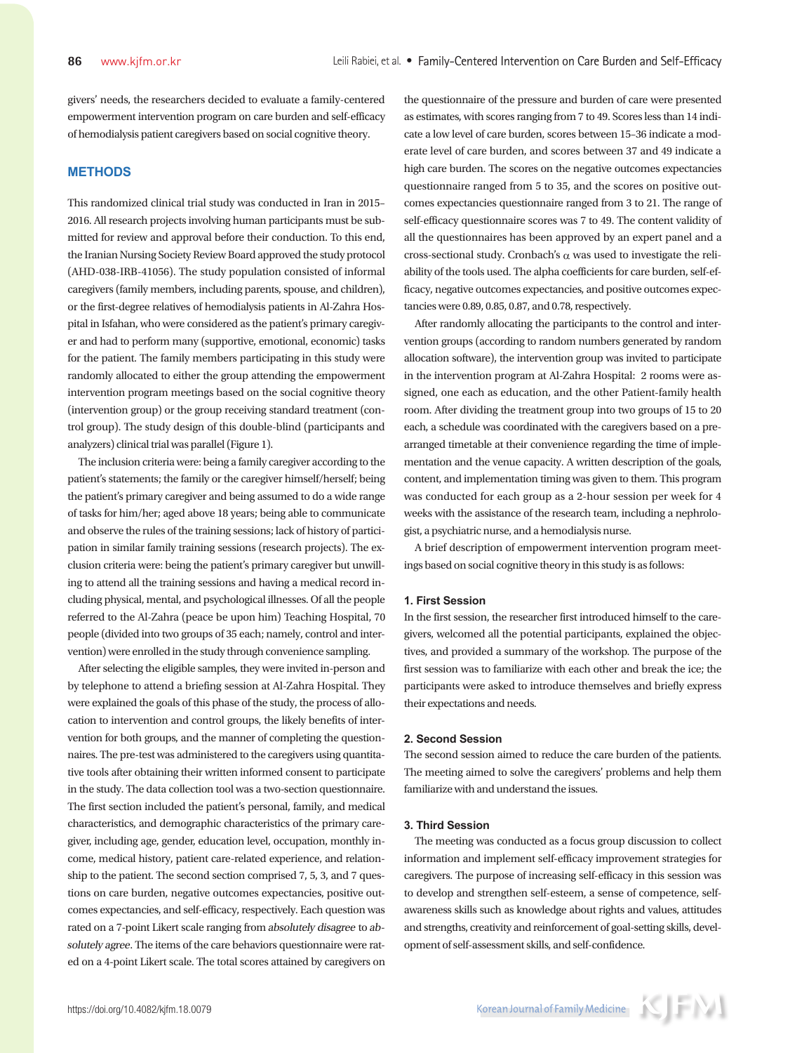givers' needs, the researchers decided to evaluate a family-centered empowerment intervention program on care burden and self-efficacy of hemodialysis patient caregivers based on social cognitive theory.

## METHODS

This randomized clinical trial study was conducted in Iran in 2015–2016. All research projects involving human participants must be submitted for review and approval before their conduction. To this end, the Iranian Nursing Society Review Board approved the study protocol (AHD-038-IRB-41056). The study population consisted of informal caregivers (family members, including parents, spouse, and children), or the first-degree relatives of hemodialysis patients in Al-Zahra Hospital in Isfahan, who were considered as the patient's primary caregiver and had to perform many (supportive, emotional, economic) tasks for the patient. The family members participating in this study were randomly allocated to either the group attending the empowerment intervention program meetings based on the social cognitive theory (intervention group) or the group receiving standard treatment (control group). The study design of this double-blind (participants and analyzers) clinical trial was parallel (Figure 1).

The inclusion criteria were: being a family caregiver according to the patient's statements; the family or the caregiver himself/herself; being the patient's primary caregiver and being assumed to do a wide range of tasks for him/her; aged above 18 years; being able to communicate and observe the rules of the training sessions; lack of history of participation in similar family training sessions (research projects). The exclusion criteria were: being the patient's primary caregiver but unwilling to attend all the training sessions and having a medical record including physical, mental, and psychological illnesses. Of all the people referred to the Al-Zahra (peace be upon him) Teaching Hospital, 70 people (divided into two groups of 35 each; namely, control and intervention) were enrolled in the study through convenience sampling.

After selecting the eligible samples, they were invited in-person and by telephone to attend a briefing session at Al-Zahra Hospital. They were explained the goals of this phase of the study, the process of allocation to intervention and control groups, the likely benefits of intervention for both groups, and the manner of completing the questionnaires. The pre-test was administered to the caregivers using quantitative tools after obtaining their written informed consent to participate in the study. The data collection tool was a two-section questionnaire. The first section included the patient's personal, family, and medical characteristics, and demographic characteristics of the primary caregiver, including age, gender, education level, occupation, monthly income, medical history, patient care-related experience, and relationship to the patient. The second section comprised 7, 5, 3, and 7 questions on care burden, negative outcomes expectancies, positive outcomes expectancies, and self-efficacy, respectively. Each question was rated on a 7-point Likert scale ranging from *absolutely disagree* to *absolutely agree*. The items of the care behaviors questionnaire were rated on a 4-point Likert scale. The total scores attained by caregivers on the questionnaire of the pressure and burden of care were presented as estimates, with scores ranging from 7 to 49. Scores less than 14 indicate a low level of care burden, scores between 15–36 indicate a moderate level of care burden, and scores between 37 and 49 indicate a high care burden. The scores on the negative outcomes expectancies questionnaire ranged from 5 to 35, and the scores on positive outcomes expectancies questionnaire ranged from 3 to 21. The range of self-efficacy questionnaire scores was 7 to 49. The content validity of all the questionnaires has been approved by an expert panel and a cross-sectional study. Cronbach's $\alpha$ was used to investigate the reliability of the tools used. The alpha coefficients for care burden, self-efficacy, negative outcomes expectancies, and positive outcomes expectancies were 0.89, 0.85, 0.87, and 0.78, respectively.

After randomly allocating the participants to the control and intervention groups (according to random numbers generated by random allocation software), the intervention group was invited to participate in the intervention program at Al-Zahra Hospital: 2 rooms were assigned, one each as education, and the other Patient-family health room. After dividing the treatment group into two groups of 15 to 20 each, a schedule was coordinated with the caregivers based on a pre-arranged timetable at their convenience regarding the time of implementation and the venue capacity. A written description of the goals, content, and implementation timing was given to them. This program was conducted for each group as a 2-hour session per week for 4 weeks with the assistance of the research team, including a nephrologist, a psychiatric nurse, and a hemodialysis nurse.

A brief description of empowerment intervention program meetings based on social cognitive theory in this study is as follows:

### 1. First Session

In the first session, the researcher first introduced himself to the caregivers, welcomed all the potential participants, explained the objectives, and provided a summary of the workshop. The purpose of the first session was to familiarize with each other and break the ice; the participants were asked to introduce themselves and briefly express their expectations and needs.

### 2. Second Session

The second session aimed to reduce the care burden of the patients. The meeting aimed to solve the caregivers' problems and help them familiarize with and understand the issues.

### 3. Third Session

The meeting was conducted as a focus group discussion to collect information and implement self-efficacy improvement strategies for caregivers. The purpose of increasing self-efficacy in this session was to develop and strengthen self-esteem, a sense of competence, self-awareness skills such as knowledge about rights and values, attitudes and strengths, creativity and reinforcement of goal-setting skills, development of self-assessment skills, and self-confidence.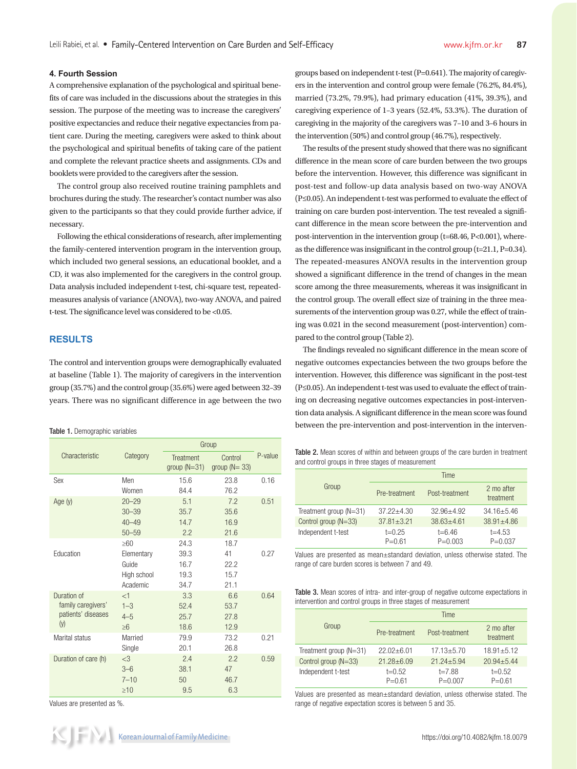## 4. Fourth Session

A comprehensive explanation of the psychological and spiritual benefits of care was included in the discussions about the strategies in this session. The purpose of the meeting was to increase the caregivers' positive expectancies and reduce their negative expectancies from patient care. During the meeting, caregivers were asked to think about the psychological and spiritual benefits of taking care of the patient and complete the relevant practice sheets and assignments. CDs and booklets were provided to the caregivers after the session.

The control group also received routine training pamphlets and brochures during the study. The researcher's contact number was also given to the participants so that they could provide further advice, if necessary.

Following the ethical considerations of research, after implementing the family-centered intervention program in the intervention group, which included two general sessions, an educational booklet, and a CD, it was also implemented for the caregivers in the control group. Data analysis included independent t-test, chi-square test, repeated-measures analysis of variance (ANOVA), two-way ANOVA, and paired t-test. The significance level was considered to be <0.05.

# RESULTS

The control and intervention groups were demographically evaluated at baseline (Table 1). The majority of caregivers in the intervention group (35.7%) and the control group (35.6%) were aged between 32–39 years. There was no significant difference in age between the two groups based on independent t-test (P=0.641). The majority of caregivers in the intervention and control group were female (76.2%, 84.4%), married (73.2%, 79.9%), had primary education (41%, 39.3%), and caregiving experience of 1–3 years (52.4%, 53.3%). The duration of caregiving in the majority of the caregivers was 7–10 and 3–6 hours in the intervention (50%) and control group (46.7%), respectively.

The results of the present study showed that there was no significant difference in the mean score of care burden between the two groups before the intervention. However, this difference was significant in post-test and follow-up data analysis based on two-way ANOVA (P≤0.05). An independent t-test was performed to evaluate the effect of training on care burden post-intervention. The test revealed a significant difference in the mean score between the pre-intervention and post-intervention in the intervention group (t=68.46, P<0.001), whereas the difference was insignificant in the control group (t=21.1, P=0.34). The repeated-measures ANOVA results in the intervention group showed a significant difference in the trend of changes in the mean score among the three measurements, whereas it was insignificant in the control group. The overall effect size of training in the three measurements of the intervention group was 0.27, while the effect of training was 0.021 in the second measurement (post-intervention) compared to the control group (Table 2).

The findings revealed no significant difference in the mean score of negative outcomes expectancies between the two groups before the intervention. However, this difference was significant in the post-test (P≤0.05). An independent t-test was used to evaluate the effect of training on decreasing negative outcomes expectancies in post-intervention data analysis. A significant difference in the mean score was found between the pre-intervention and post-intervention in the interven-

**Table 1.** Demographic variables

| Characteristic | Category | Group | | P-value |
|---|---|---|---|---|
| | | Treatment group (N=31) | Control group (N= 33) | |
| Sex | Men | 15.6 | 23.8 | 0.16 |
| | Women | 84.4 | 76.2 | |
| Age (y) | 20–29 | 5.1 | 7.2 | 0.51 |
| | 30–39 | 35.7 | 35.6 | |
| | 40–49 | 14.7 | 16.9 | |
| | 50–59 | 2.2 | 21.6 | |
| | ≥60 | 24.3 | 18.7 | |
| Education | Elementary | 39.3 | 41 | 0.27 |
| | Guide | 16.7 | 22.2 | |
| | High school | 19.3 | 15.7 | |
| | Academic | 34.7 | 21.1 | |
| Duration of family caregivers' patients' diseases (y) | <1 | 3.3 | 6.6 | 0.64 |
| | 1–3 | 52.4 | 53.7 | |
| | 4–5 | 25.7 | 27.8 | |
| | ≥6 | 18.6 | 12.9 | |
| Marital status | Married | 79.9 | 73.2 | 0.21 |
| | Single | 20.1 | 26.8 | |
| Duration of care (h) | <3 | 2.4 | 2.2 | 0.59 |
| | 3–6 | 38.1 | 47 | |
| | 7–10 | 50 | 46.7 | |
| | ≥10 | 9.5 | 6.3 | |

Values are presented as %.

**Table 2.** Mean scores of within and between groups of the care burden in treatment and control groups in three stages of measurement

| Group | Time | | |
|---|---|---|---|
| | Pre-treatment | Post-treatment | 2 mo after treatment |
| Treatment group (N=31) | 37.22±4.30 | 32.96±4.92 | 34.16±5.46 |
| Control group (N=33) | 37.81±3.21 | 38.63±4.61 | 38.91±4.86 |
| Independent t-test | t=0.25 P=0.61 | t=6.46 P=0.003 | t=4.53 P=0.037 |

Values are presented as mean±standard deviation, unless otherwise stated. The range of care burden scores is between 7 and 49.

**Table 3.** Mean scores of intra- and inter-group of negative outcome expectations in intervention and control groups in three stages of measurement

| Group | Time | | |
|---|---|---|---|
| | Pre-treatment | Post-treatment | 2 mo after treatment |
| Treatment group (N=31) | 22.02±6.01 | 17.13±5.70 | 18.91±5.12 |
| Control group (N=33) | 21.28±6.09 | 21.24±5.94 | 20.94±5.44 |
| Independent t-test | t=0.52 P=0.61 | t=7.88 P=0.007 | t=0.52 P=0.61 |

Values are presented as mean±standard deviation, unless otherwise stated. The range of negative expectation scores is between 5 and 35.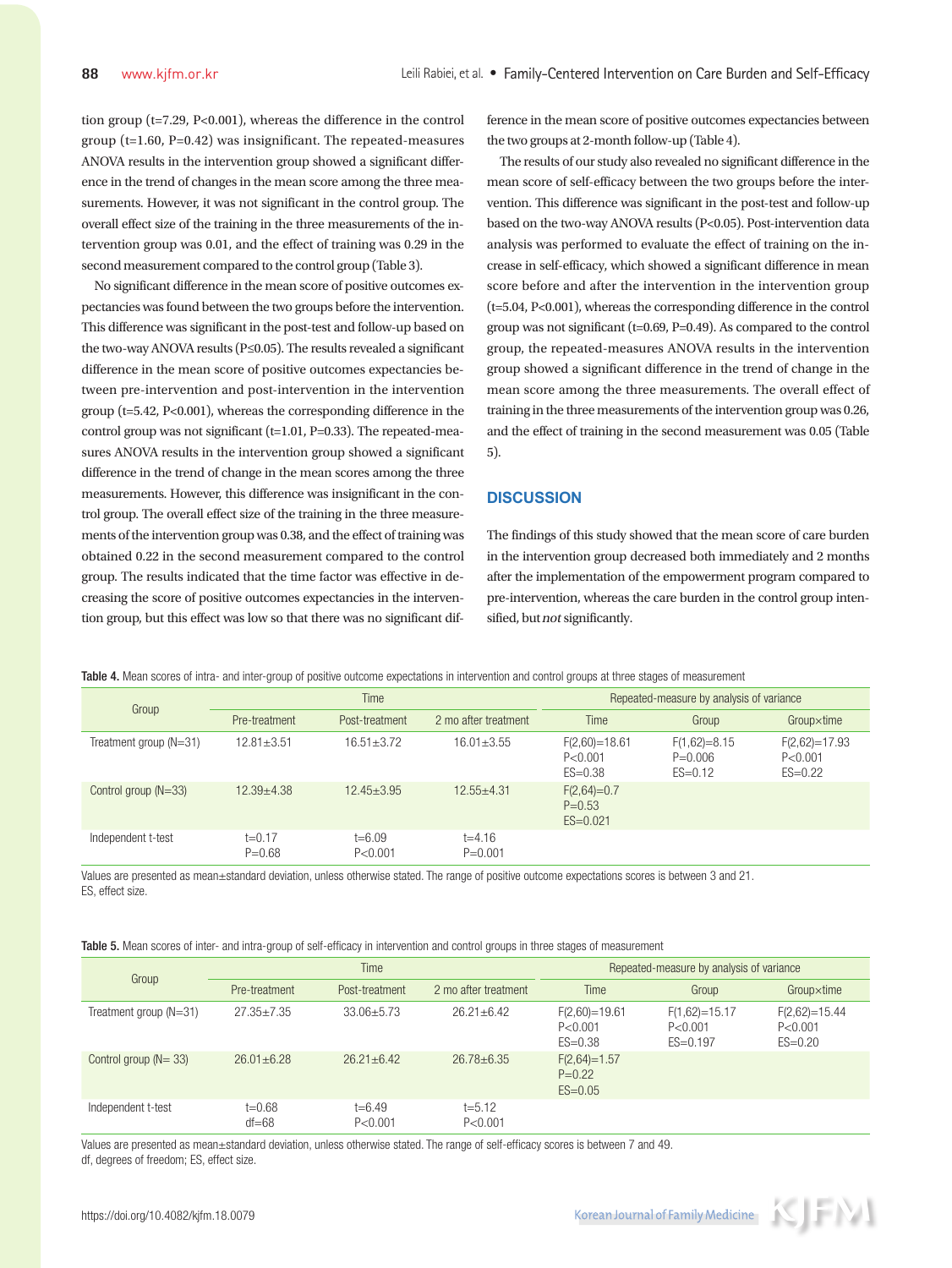tion group (t=7.29, P<0.001), whereas the difference in the control group (t=1.60, P=0.42) was insignificant. The repeated-measures ANOVA results in the intervention group showed a significant difference in the trend of changes in the mean score among the three measurements. However, it was not significant in the control group. The overall effect size of the training in the three measurements of the intervention group was 0.01, and the effect of training was 0.29 in the second measurement compared to the control group (Table 3).

No significant difference in the mean score of positive outcomes expectancies was found between the two groups before the intervention. This difference was significant in the post-test and follow-up based on the two-way ANOVA results (P≤0.05). The results revealed a significant difference in the mean score of positive outcomes expectancies between pre-intervention and post-intervention in the intervention group (t=5.42, P<0.001), whereas the corresponding difference in the control group was not significant (t=1.01, P=0.33). The repeated-measures ANOVA results in the intervention group showed a significant difference in the trend of change in the mean scores among the three measurements. However, this difference was insignificant in the control group. The overall effect size of the training in the three measurements of the intervention group was 0.38, and the effect of training was obtained 0.22 in the second measurement compared to the control group. The results indicated that the time factor was effective in decreasing the score of positive outcomes expectancies in the intervention group, but this effect was low so that there was no significant difference in the mean score of positive outcomes expectancies between the two groups at 2-month follow-up (Table 4).

The results of our study also revealed no significant difference in the mean score of self-efficacy between the two groups before the intervention. This difference was significant in the post-test and follow-up based on the two-way ANOVA results (P<0.05). Post-intervention data analysis was performed to evaluate the effect of training on the increase in self-efficacy, which showed a significant difference in mean score before and after the intervention in the intervention group (t=5.04, P<0.001), whereas the corresponding difference in the control group was not significant (t=0.69, P=0.49). As compared to the control group, the repeated-measures ANOVA results in the intervention group showed a significant difference in the trend of change in the mean score among the three measurements. The overall effect of training in the three measurements of the intervention group was 0.26, and the effect of training in the second measurement was 0.05 (Table 5).

## DISCUSSION

The findings of this study showed that the mean score of care burden in the intervention group decreased both immediately and 2 months after the implementation of the empowerment program compared to pre-intervention, whereas the care burden in the control group intensified, but *not* significantly.

**Table 4.** Mean scores of intra- and inter-group of positive outcome expectations in intervention and control groups at three stages of measurement

| Group | Time | | | Repeated-measure by analysis of variance | | |
|---|---|---|---|---|---|---|
| | Pre-treatment | Post-treatment | 2 mo after treatment | Time | Group | Group×time |
| Treatment group (N=31) | 12.81±3.51 | 16.51±3.72 | 16.01±3.55 | F(2,60)=18.61 P<0.001 ES=0.38 | F(1,62)=8.15 P=0.006 ES=0.12 | F(2,62)=17.93 P<0.001 ES=0.22 |
| Control group (N=33) | 12.39±4.38 | 12.45±3.95 | 12.55±4.31 | F(2,64)=0.7 P=0.53 ES=0.021 | | |
| Independent t-test | t=0.17 P=0.68 | t=6.09 P<0.001 | t=4.16 P=0.001 | | | |

Values are presented as mean±standard deviation, unless otherwise stated. The range of positive outcome expectations scores is between 3 and 21.
ES, effect size.

**Table 5.** Mean scores of inter- and intra-group of self-efficacy in intervention and control groups in three stages of measurement

| Group | Time | | | Repeated-measure by analysis of variance | | |
|---|---|---|---|---|---|---|
| | Pre-treatment | Post-treatment | 2 mo after treatment | Time | Group | Group×time |
| Treatment group (N=31) | 27.35±7.35 | 33.06±5.73 | 26.21±6.42 | F(2,60)=19.61 P<0.001 ES=0.38 | F(1,62)=15.17 P<0.001 ES=0.197 | F(2,62)=15.44 P<0.001 ES=0.20 |
| Control group (N= 33) | 26.01±6.28 | 26.21±6.42 | 26.78±6.35 | F(2,64)=1.57 P=0.22 ES=0.05 | | |
| Independent t-test | t=0.68 df=68 | t=6.49 P<0.001 | t=5.12 P<0.001 | | | |

Values are presented as mean±standard deviation, unless otherwise stated. The range of self-efficacy scores is between 7 and 49.
df, degrees of freedom; ES, effect size.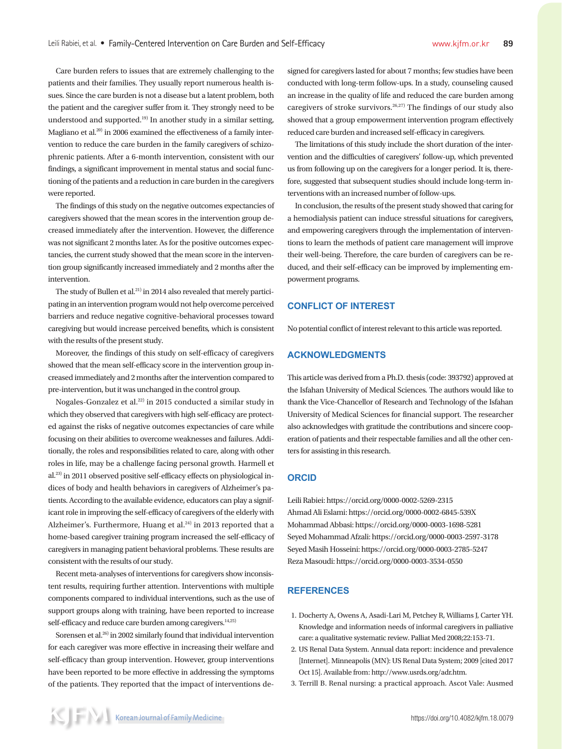Care burden refers to issues that are extremely challenging to the patients and their families. They usually report numerous health issues. Since the care burden is not a disease but a latent problem, both the patient and the caregiver suffer from it. They strongly need to be understood and supported.[19] In another study in a similar setting, Magliano et al.[20] in 2006 examined the effectiveness of a family intervention to reduce the care burden in the family caregivers of schizophrenic patients. After a 6-month intervention, consistent with our findings, a significant improvement in mental status and social functioning of the patients and a reduction in care burden in the caregivers were reported.

The findings of this study on the negative outcomes expectancies of caregivers showed that the mean scores in the intervention group decreased immediately after the intervention. However, the difference was not significant 2 months later. As for the positive outcomes expectancies, the current study showed that the mean score in the intervention group significantly increased immediately and 2 months after the intervention.

The study of Bullen et al.[21] in 2014 also revealed that merely participating in an intervention program would not help overcome perceived barriers and reduce negative cognitive-behavioral processes toward caregiving but would increase perceived benefits, which is consistent with the results of the present study.

Moreover, the findings of this study on self-efficacy of caregivers showed that the mean self-efficacy score in the intervention group increased immediately and 2 months after the intervention compared to pre-intervention, but it was unchanged in the control group.

Nogales-Gonzalez et al.[22] in 2015 conducted a similar study in which they observed that caregivers with high self-efficacy are protected against the risks of negative outcomes expectancies of care while focusing on their abilities to overcome weaknesses and failures. Additionally, the roles and responsibilities related to care, along with other roles in life, may be a challenge facing personal growth. Harmell et al.[23] in 2011 observed positive self-efficacy effects on physiological indices of body and health behaviors in caregivers of Alzheimer's patients. According to the available evidence, educators can play a significant role in improving the self-efficacy of caregivers of the elderly with Alzheimer's. Furthermore, Huang et al.[24] in 2013 reported that a home-based caregiver training program increased the self-efficacy of caregivers in managing patient behavioral problems. These results are consistent with the results of our study.

Recent meta-analyses of interventions for caregivers show inconsistent results, requiring further attention. Interventions with multiple components compared to individual interventions, such as the use of support groups along with training, have been reported to increase self-efficacy and reduce care burden among caregivers.[14,25]

Sorensen et al.[26] in 2002 similarly found that individual intervention for each caregiver was more effective in increasing their welfare and self-efficacy than group intervention. However, group interventions have been reported to be more effective in addressing the symptoms of the patients. They reported that the impact of interventions designed for caregivers lasted for about 7 months; few studies have been conducted with long-term follow-ups. In a study, counseling caused an increase in the quality of life and reduced the care burden among caregivers of stroke survivors.[26,27] The findings of our study also showed that a group empowerment intervention program effectively reduced care burden and increased self-efficacy in caregivers.

The limitations of this study include the short duration of the intervention and the difficulties of caregivers' follow-up, which prevented us from following up on the caregivers for a longer period. It is, therefore, suggested that subsequent studies should include long-term interventions with an increased number of follow-ups.

In conclusion, the results of the present study showed that caring for a hemodialysis patient can induce stressful situations for caregivers, and empowering caregivers through the implementation of interventions to learn the methods of patient care management will improve their well-being. Therefore, the care burden of caregivers can be reduced, and their self-efficacy can be improved by implementing empowerment programs.

## CONFLICT OF INTEREST

No potential conflict of interest relevant to this article was reported.

## ACKNOWLEDGMENTS

This article was derived from a Ph.D. thesis (code: 393792) approved at the Isfahan University of Medical Sciences. The authors would like to thank the Vice-Chancellor of Research and Technology of the Isfahan University of Medical Sciences for financial support. The researcher also acknowledges with gratitude the contributions and sincere cooperation of patients and their respectable families and all the other centers for assisting in this research.

## ORCID

Leili Rabiei: https://orcid.org/0000-0002-5269-2315
Ahmad Ali Eslami: https://orcid.org/0000-0002-6845-539X
Mohammad Abbasi: https://orcid.org/0000-0003-1698-5281
Seyed Mohammad Afzali: https://orcid.org/0000-0003-2597-3178
Seyed Masih Hosseini: https://orcid.org/0000-0003-2785-5247
Reza Masoudi: https://orcid.org/0000-0003-3534-0550

## REFERENCES

1. Docherty A, Owens A, Asadi-Lari M, Petchey R, Williams J, Carter YH. Knowledge and information needs of informal caregivers in palliative care: a qualitative systematic review. Palliat Med 2008;22:153-71.
2. US Renal Data System. Annual data report: incidence and prevalence [Internet]. Minneapolis (MN): US Renal Data System; 2009 [cited 2017 Oct 15]. Available from: http://www.usrds.org/adr.htm.
3. Terrill B. Renal nursing: a practical approach. Ascot Vale: Ausmed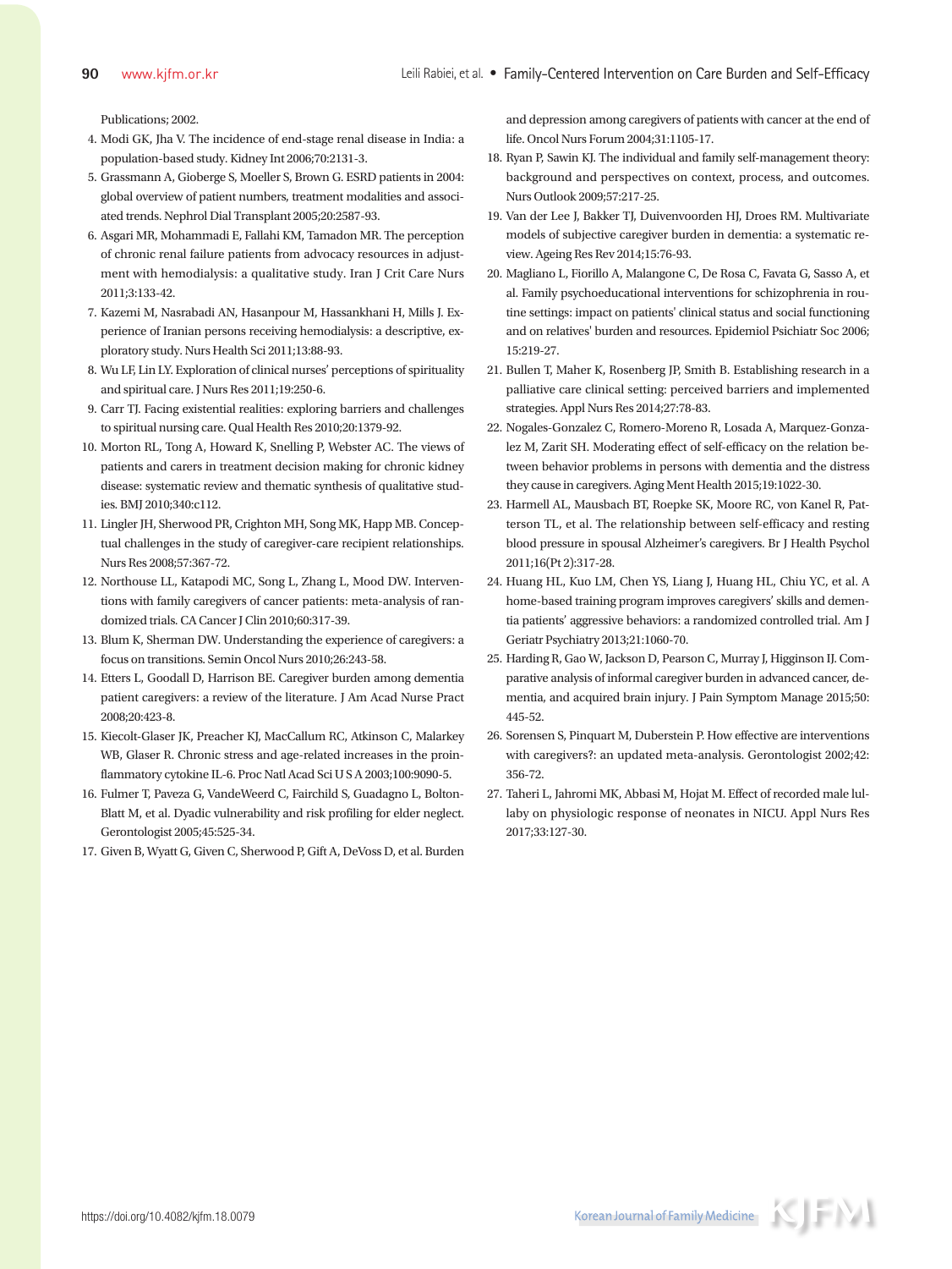Publications; 2002.

4. Modi GK, Jha V. The incidence of end-stage renal disease in India: a population-based study. Kidney Int 2006;70:2131-3.
5. Grassmann A, Gioberge S, Moeller S, Brown G. ESRD patients in 2004: global overview of patient numbers, treatment modalities and associated trends. Nephrol Dial Transplant 2005;20:2587-93.
6. Asgari MR, Mohammadi E, Fallahi KM, Tamadon MR. The perception of chronic renal failure patients from advocacy resources in adjustment with hemodialysis: a qualitative study. Iran J Crit Care Nurs 2011;3:133-42.
7. Kazemi M, Nasrabadi AN, Hasanpour M, Hassankhani H, Mills J. Experience of Iranian persons receiving hemodialysis: a descriptive, exploratory study. Nurs Health Sci 2011;13:88-93.
8. Wu LF, Lin LY. Exploration of clinical nurses' perceptions of spirituality and spiritual care. J Nurs Res 2011;19:250-6.
9. Carr TJ. Facing existential realities: exploring barriers and challenges to spiritual nursing care. Qual Health Res 2010;20:1379-92.
10. Morton RL, Tong A, Howard K, Snelling P, Webster AC. The views of patients and carers in treatment decision making for chronic kidney disease: systematic review and thematic synthesis of qualitative studies. BMJ 2010;340:c112.
11. Lingler JH, Sherwood PR, Crighton MH, Song MK, Happ MB. Conceptual challenges in the study of caregiver-care recipient relationships. Nurs Res 2008;57:367-72.
12. Northouse LL, Katapodi MC, Song L, Zhang L, Mood DW. Interventions with family caregivers of cancer patients: meta-analysis of randomized trials. CA Cancer J Clin 2010;60:317-39.
13. Blum K, Sherman DW. Understanding the experience of caregivers: a focus on transitions. Semin Oncol Nurs 2010;26:243-58.
14. Etters L, Goodall D, Harrison BE. Caregiver burden among dementia patient caregivers: a review of the literature. J Am Acad Nurse Pract 2008;20:423-8.
15. Kiecolt-Glaser JK, Preacher KJ, MacCallum RC, Atkinson C, Malarkey WB, Glaser R. Chronic stress and age-related increases in the proinflammatory cytokine IL-6. Proc Natl Acad Sci U S A 2003;100:9090-5.
16. Fulmer T, Paveza G, VandeWeerd C, Fairchild S, Guadagno L, Bolton-Blatt M, et al. Dyadic vulnerability and risk profiling for elder neglect. Gerontologist 2005;45:525-34.
17. Given B, Wyatt G, Given C, Sherwood P, Gift A, DeVoss D, et al. Burden and depression among caregivers of patients with cancer at the end of life. Oncol Nurs Forum 2004;31:1105-17.
18. Ryan P, Sawin KJ. The individual and family self-management theory: background and perspectives on context, process, and outcomes. Nurs Outlook 2009;57:217-25.
19. Van der Lee J, Bakker TJ, Duivenvoorden HJ, Droes RM. Multivariate models of subjective caregiver burden in dementia: a systematic review. Ageing Res Rev 2014;15:76-93.
20. Magliano L, Fiorillo A, Malangone C, De Rosa C, Favata G, Sasso A, et al. Family psychoeducational interventions for schizophrenia in routine settings: impact on patients' clinical status and social functioning and on relatives' burden and resources. Epidemiol Psichiatr Soc 2006; 15:219-27.
21. Bullen T, Maher K, Rosenberg JP, Smith B. Establishing research in a palliative care clinical setting: perceived barriers and implemented strategies. Appl Nurs Res 2014;27:78-83.
22. Nogales-Gonzalez C, Romero-Moreno R, Losada A, Marquez-Gonzalez M, Zarit SH. Moderating effect of self-efficacy on the relation between behavior problems in persons with dementia and the distress they cause in caregivers. Aging Ment Health 2015;19:1022-30.
23. Harmell AL, Mausbach BT, Roepke SK, Moore RC, von Kanel R, Patterson TL, et al. The relationship between self-efficacy and resting blood pressure in spousal Alzheimer's caregivers. Br J Health Psychol 2011;16(Pt 2):317-28.
24. Huang HL, Kuo LM, Chen YS, Liang J, Huang HL, Chiu YC, et al. A home-based training program improves caregivers' skills and dementia patients' aggressive behaviors: a randomized controlled trial. Am J Geriatr Psychiatry 2013;21:1060-70.
25. Harding R, Gao W, Jackson D, Pearson C, Murray J, Higginson IJ. Comparative analysis of informal caregiver burden in advanced cancer, dementia, and acquired brain injury. J Pain Symptom Manage 2015;50: 445-52.
26. Sorensen S, Pinquart M, Duberstein P. How effective are interventions with caregivers?: an updated meta-analysis. Gerontologist 2002;42: 356-72.
27. Taheri L, Jahromi MK, Abbasi M, Hojat M. Effect of recorded male lullaby on physiologic response of neonates in NICU. Appl Nurs Res 2017;33:127-30.